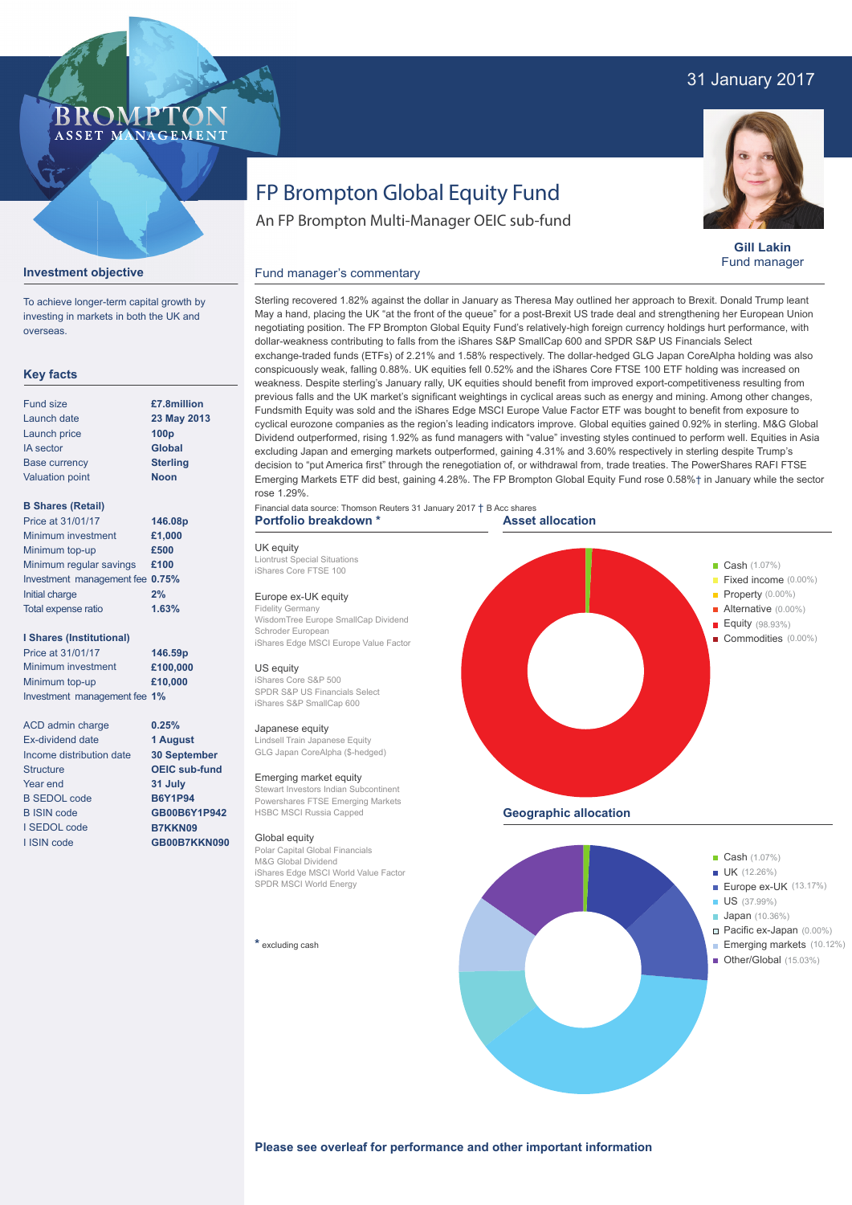31 January 2017

# FP Brompton Global Equity Fund

An FP Brompton Multi-Manager OEIC sub-fund

**Gill Lakin**
Fund manager

## Investment objective

To achieve longer-term capital growth by investing in markets in both the UK and overseas.

## Key facts

| | |
|---|---|
| Fund size | **£7.8million** |
| Launch date | **23 May 2013** |
| Launch price | **100p** |
| IA sector | **Global** |
| Base currency | **Sterling** |
| Valuation point | **Noon** |

**B Shares (Retail)**

| | |
|---|---|
| Price at 31/01/17 | **146.08p** |
| Minimum investment | **£1,000** |
| Minimum top-up | **£500** |
| Minimum regular savings | **£100** |
| Investment management fee | **0.75%** |
| Initial charge | **2%** |
| Total expense ratio | **1.63%** |

**I Shares (Institutional)**

| | |
|---|---|
| Price at 31/01/17 | **146.59p** |
| Minimum investment | **£100,000** |
| Minimum top-up | **£10,000** |
| Investment management fee | **1%** |

| | |
|---|---|
| ACD admin charge | **0.25%** |
| Ex-dividend date | **1 August** |
| Income distribution date | **30 September** |
| Structure | **OEIC sub-fund** |
| Year end | **31 July** |
| B SEDOL code | **B6Y1P94** |
| B ISIN code | **GB00B6Y1P942** |
| I SEDOL code | **B7KKN09** |
| I ISIN code | **GB00B7KKN090** |

## Fund manager's commentary

Sterling recovered 1.82% against the dollar in January as Theresa May outlined her approach to Brexit. Donald Trump leant May a hand, placing the UK "at the front of the queue" for a post-Brexit US trade deal and strengthening her European Union negotiating position. The FP Brompton Global Equity Fund's relatively-high foreign currency holdings hurt performance, with dollar-weakness contributing to falls from the iShares S&P SmallCap 600 and SPDR S&P US Financials Select exchange-traded funds (ETFs) of 2.21% and 1.58% respectively. The dollar-hedged GLG Japan CoreAlpha holding was also conspicuously weak, falling 0.88%. UK equities fell 0.52% and the iShares Core FTSE 100 ETF holding was increased on weakness. Despite sterling's January rally, UK equities should benefit from improved export-competitiveness resulting from previous falls and the UK market's significant weightings in cyclical areas such as energy and mining. Among other changes, Fundsmith Equity was sold and the iShares Edge MSCI Europe Value Factor ETF was bought to benefit from exposure to cyclical eurozone companies as the region's leading indicators improve. Global equities gained 0.92% in sterling. M&G Global Dividend outperformed, rising 1.92% as fund managers with "value" investing styles continued to perform well. Equities in Asia excluding Japan and emerging markets outperformed, gaining 4.31% and 3.60% respectively in sterling despite Trump's decision to "put America first" through the renegotiation of, or withdrawal from, trade treaties. The PowerShares RAFI FTSE Emerging Markets ETF did best, gaining 4.28%. The FP Brompton Global Equity Fund rose 0.58%† in January while the sector rose 1.29%.

Financial data source: Thomson Reuters 31 January 2017 † B Acc shares

## Portfolio breakdown *

UK equity
- Liontrust Special Situations
- iShares Core FTSE 100

Europe ex-UK equity
- Fidelity Germany
- WisdomTree Europe SmallCap Dividend
- Schroder European
- iShares Edge MSCI Europe Value Factor

US equity
- iShares Core S&P 500
- SPDR S&P US Financials Select
- iShares S&P SmallCap 600

Japanese equity
- Lindsell Train Japanese Equity
- GLG Japan CoreAlpha ($-hedged)

Emerging market equity
- Stewart Investors Indian Subcontinent
- Powershares FTSE Emerging Markets
- HSBC MSCI Russia Capped

Global equity
- Polar Capital Global Financials
- M&G Global Dividend
- iShares Edge MSCI World Value Factor
- SPDR MSCI World Energy

* excluding cash

## Asset allocation

- Cash (1.07%)
- Fixed income (0.00%)
- Property (0.00%)
- Alternative (0.00%)
- Equity (98.93%)
- Commodities (0.00%)

## Geographic allocation

- Cash (1.07%)
- UK (12.26%)
- Europe ex-UK (13.17%)
- US (37.99%)
- Japan (10.36%)
- Pacific ex-Japan (0.00%)
- Emerging markets (10.12%)
- Other/Global (15.03%)

**Please see overleaf for performance and other important information**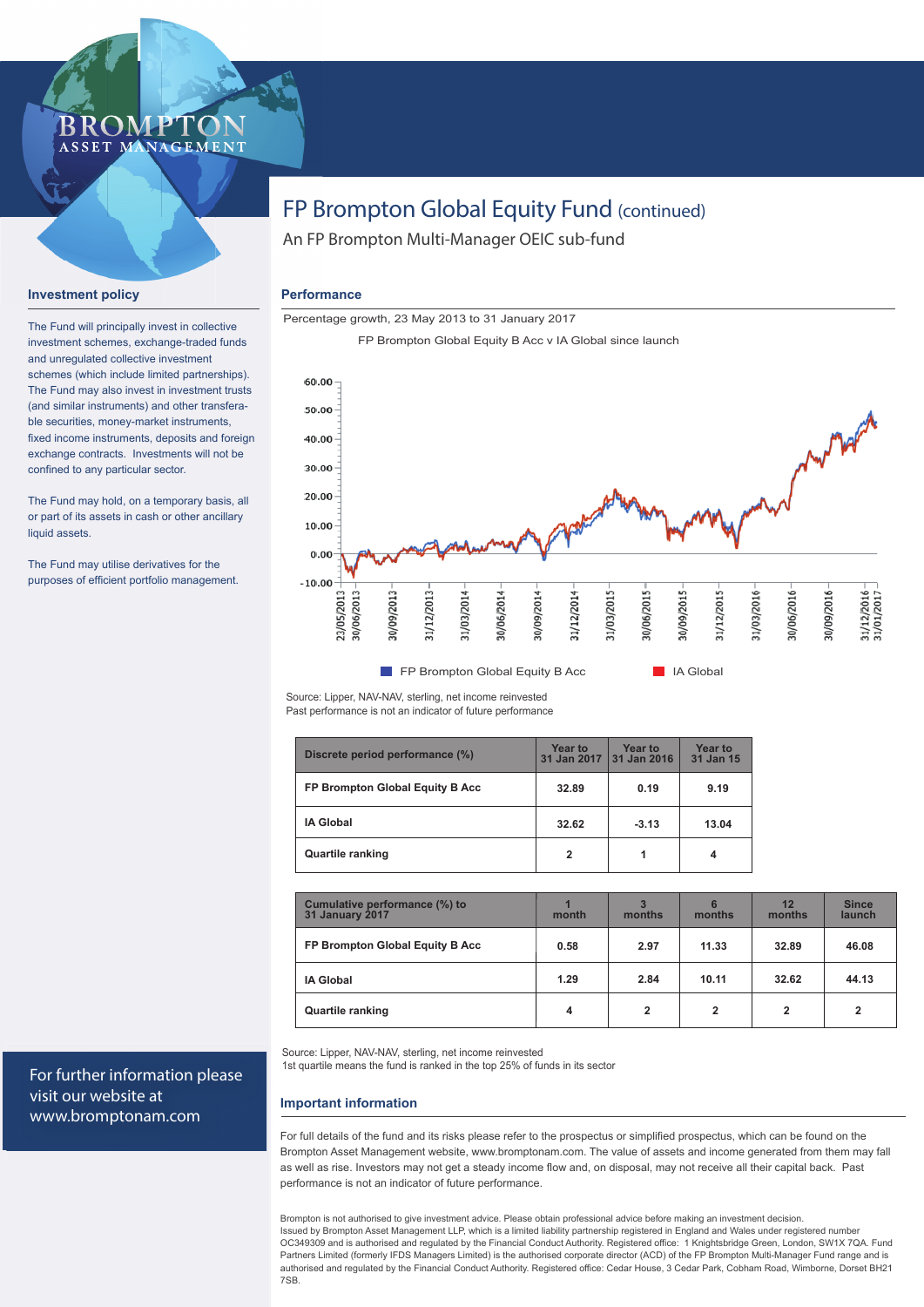BROMPTON
ASSET MANAGEMENT

# FP Brompton Global Equity Fund (continued)

An FP Brompton Multi-Manager OEIC sub-fund

## Investment policy

The Fund will principally invest in collective investment schemes, exchange-traded funds and unregulated collective investment schemes (which include limited partnerships). The Fund may also invest in investment trusts (and similar instruments) and other transferable securities, money-market instruments, fixed income instruments, deposits and foreign exchange contracts. Investments will not be confined to any particular sector.

The Fund may hold, on a temporary basis, all or part of its assets in cash or other ancillary liquid assets.

The Fund may utilise derivatives for the purposes of efficient portfolio management.

For further information please visit our website at www.bromptonam.com

## Performance

Percentage growth, 23 May 2013 to 31 January 2017

FP Brompton Global Equity B Acc v IA Global since launch

60.00
50.00
40.00
30.00
20.00
10.00
0.00
-10.00

23/05/2013
30/06/2013
30/09/2013
31/12/2013
31/03/2014
30/06/2014
30/09/2014
31/12/2014
31/03/2015
30/06/2015
30/09/2015
31/12/2015
31/03/2016
30/06/2016
30/09/2016
31/12/2016
31/01/2017

FP Brompton Global Equity B Acc
IA Global

Source: Lipper, NAV-NAV, sterling, net income reinvested
Past performance is not an indicator of future performance

| Discrete period performance (%) | Year to 31 Jan 2017 | Year to 31 Jan 2016 | Year to 31 Jan 15 |
|---|---|---|---|
| **FP Brompton Global Equity B Acc** | 32.89 | 0.19 | 9.19 |
| **IA Global** | 32.62 | -3.13 | 13.04 |
| **Quartile ranking** | 2 | 1 | 4 |

| Cumulative performance (%) to 31 January 2017 | 1 month | 3 months | 6 months | 12 months | Since launch |
|---|---|---|---|---|---|
| **FP Brompton Global Equity B Acc** | 0.58 | 2.97 | 11.33 | 32.89 | 46.08 |
| **IA Global** | 1.29 | 2.84 | 10.11 | 32.62 | 44.13 |
| **Quartile ranking** | 4 | 2 | 2 | 2 | 2 |

Source: Lipper, NAV-NAV, sterling, net income reinvested
1st quartile means the fund is ranked in the top 25% of funds in its sector

## Important information

For full details of the fund and its risks please refer to the prospectus or simplified prospectus, which can be found on the Brompton Asset Management website, www.bromptonam.com. The value of assets and income generated from them may fall as well as rise. Investors may not get a steady income flow and, on disposal, may not receive all their capital back. Past performance is not an indicator of future performance.

Brompton is not authorised to give investment advice. Please obtain professional advice before making an investment decision. Issued by Brompton Asset Management LLP, which is a limited liability partnership registered in England and Wales under registered number OC349309 and is authorised and regulated by the Financial Conduct Authority. Registered office: 1 Knightsbridge Green, London, SW1X 7QA. Fund Partners Limited (formerly IFDS Managers Limited) is the authorised corporate director (ACD) of the FP Brompton Multi-Manager Fund range and is authorised and regulated by the Financial Conduct Authority. Registered office: Cedar House, 3 Cedar Park, Cobham Road, Wimborne, Dorset BH21 7SB.